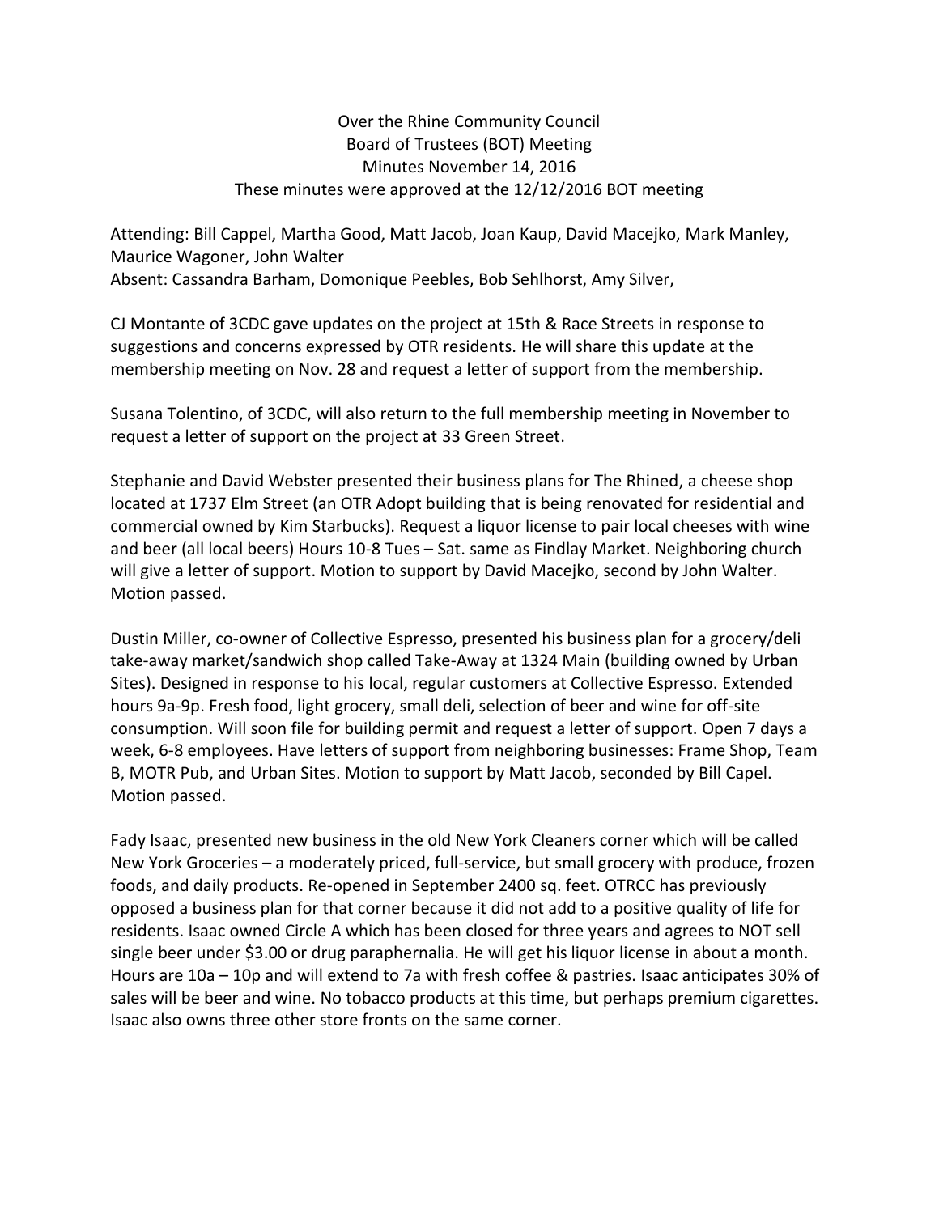# Over the Rhine Community Council
## Board of Trustees (BOT) Meeting
## Minutes November 14, 2016
These minutes were approved at the 12/12/2016 BOT meeting

Attending: Bill Cappel, Martha Good, Matt Jacob, Joan Kaup, David Macejko, Mark Manley, Maurice Wagoner, John Walter
Absent: Cassandra Barham, Domonique Peebles, Bob Sehlhorst, Amy Silver,

CJ Montante of 3CDC gave updates on the project at 15th & Race Streets in response to suggestions and concerns expressed by OTR residents. He will share this update at the membership meeting on Nov. 28 and request a letter of support from the membership.

Susana Tolentino, of 3CDC, will also return to the full membership meeting in November to request a letter of support on the project at 33 Green Street.

Stephanie and David Webster presented their business plans for The Rhined, a cheese shop located at 1737 Elm Street (an OTR Adopt building that is being renovated for residential and commercial owned by Kim Starbucks). Request a liquor license to pair local cheeses with wine and beer (all local beers) Hours 10-8 Tues – Sat. same as Findlay Market. Neighboring church will give a letter of support. Motion to support by David Macejko, second by John Walter. Motion passed.

Dustin Miller, co-owner of Collective Espresso, presented his business plan for a grocery/deli take-away market/sandwich shop called Take-Away at 1324 Main (building owned by Urban Sites). Designed in response to his local, regular customers at Collective Espresso. Extended hours 9a-9p. Fresh food, light grocery, small deli, selection of beer and wine for off-site consumption. Will soon file for building permit and request a letter of support. Open 7 days a week, 6-8 employees. Have letters of support from neighboring businesses: Frame Shop, Team B, MOTR Pub, and Urban Sites. Motion to support by Matt Jacob, seconded by Bill Capel. Motion passed.

Fady Isaac, presented new business in the old New York Cleaners corner which will be called New York Groceries – a moderately priced, full-service, but small grocery with produce, frozen foods, and daily products. Re-opened in September 2400 sq. feet. OTRCC has previously opposed a business plan for that corner because it did not add to a positive quality of life for residents. Isaac owned Circle A which has been closed for three years and agrees to NOT sell single beer under $3.00 or drug paraphernalia. He will get his liquor license in about a month. Hours are 10a – 10p and will extend to 7a with fresh coffee & pastries. Isaac anticipates 30% of sales will be beer and wine. No tobacco products at this time, but perhaps premium cigarettes. Isaac also owns three other store fronts on the same corner.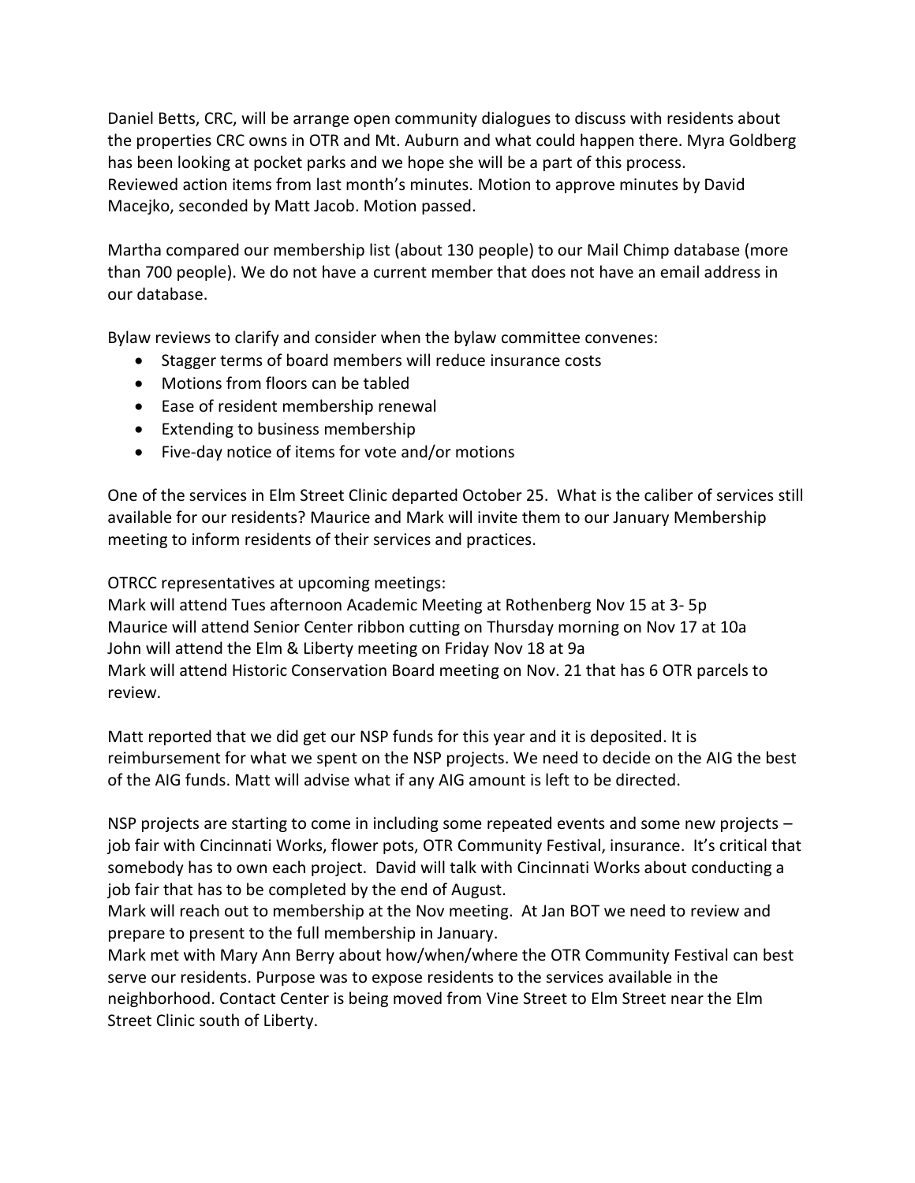Daniel Betts, CRC, will be arrange open community dialogues to discuss with residents about the properties CRC owns in OTR and Mt. Auburn and what could happen there. Myra Goldberg has been looking at pocket parks and we hope she will be a part of this process.
Reviewed action items from last month's minutes. Motion to approve minutes by David Macejko, seconded by Matt Jacob. Motion passed.

Martha compared our membership list (about 130 people) to our Mail Chimp database (more than 700 people). We do not have a current member that does not have an email address in our database.

Bylaw reviews to clarify and consider when the bylaw committee convenes:

- Stagger terms of board members will reduce insurance costs
- Motions from floors can be tabled
- Ease of resident membership renewal
- Extending to business membership
- Five-day notice of items for vote and/or motions

One of the services in Elm Street Clinic departed October 25. What is the caliber of services still available for our residents? Maurice and Mark will invite them to our January Membership meeting to inform residents of their services and practices.

OTRCC representatives at upcoming meetings:
Mark will attend Tues afternoon Academic Meeting at Rothenberg Nov 15 at 3- 5p
Maurice will attend Senior Center ribbon cutting on Thursday morning on Nov 17 at 10a
John will attend the Elm & Liberty meeting on Friday Nov 18 at 9a
Mark will attend Historic Conservation Board meeting on Nov. 21 that has 6 OTR parcels to review.

Matt reported that we did get our NSP funds for this year and it is deposited. It is reimbursement for what we spent on the NSP projects. We need to decide on the AIG the best of the AIG funds. Matt will advise what if any AIG amount is left to be directed.

NSP projects are starting to come in including some repeated events and some new projects – job fair with Cincinnati Works, flower pots, OTR Community Festival, insurance. It's critical that somebody has to own each project. David will talk with Cincinnati Works about conducting a job fair that has to be completed by the end of August.
Mark will reach out to membership at the Nov meeting. At Jan BOT we need to review and prepare to present to the full membership in January.
Mark met with Mary Ann Berry about how/when/where the OTR Community Festival can best serve our residents. Purpose was to expose residents to the services available in the neighborhood. Contact Center is being moved from Vine Street to Elm Street near the Elm Street Clinic south of Liberty.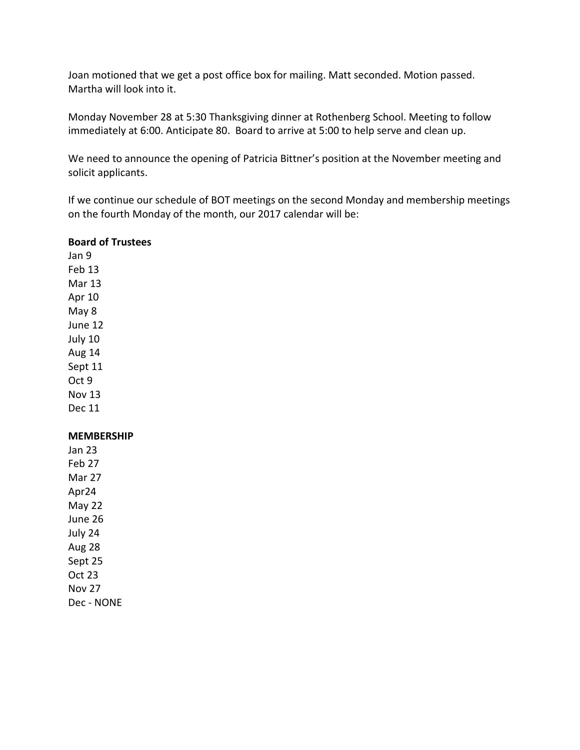Joan motioned that we get a post office box for mailing. Matt seconded. Motion passed. Martha will look into it.

Monday November 28 at 5:30 Thanksgiving dinner at Rothenberg School. Meeting to follow immediately at 6:00. Anticipate 80. Board to arrive at 5:00 to help serve and clean up.

We need to announce the opening of Patricia Bittner's position at the November meeting and solicit applicants.

If we continue our schedule of BOT meetings on the second Monday and membership meetings on the fourth Monday of the month, our 2017 calendar will be:

**Board of Trustees**
Jan 9
Feb 13
Mar 13
Apr 10
May 8
June 12
July 10
Aug 14
Sept 11
Oct 9
Nov 13
Dec 11

**MEMBERSHIP**
Jan 23
Feb 27
Mar 27
Apr24
May 22
June 26
July 24
Aug 28
Sept 25
Oct 23
Nov 27
Dec - NONE